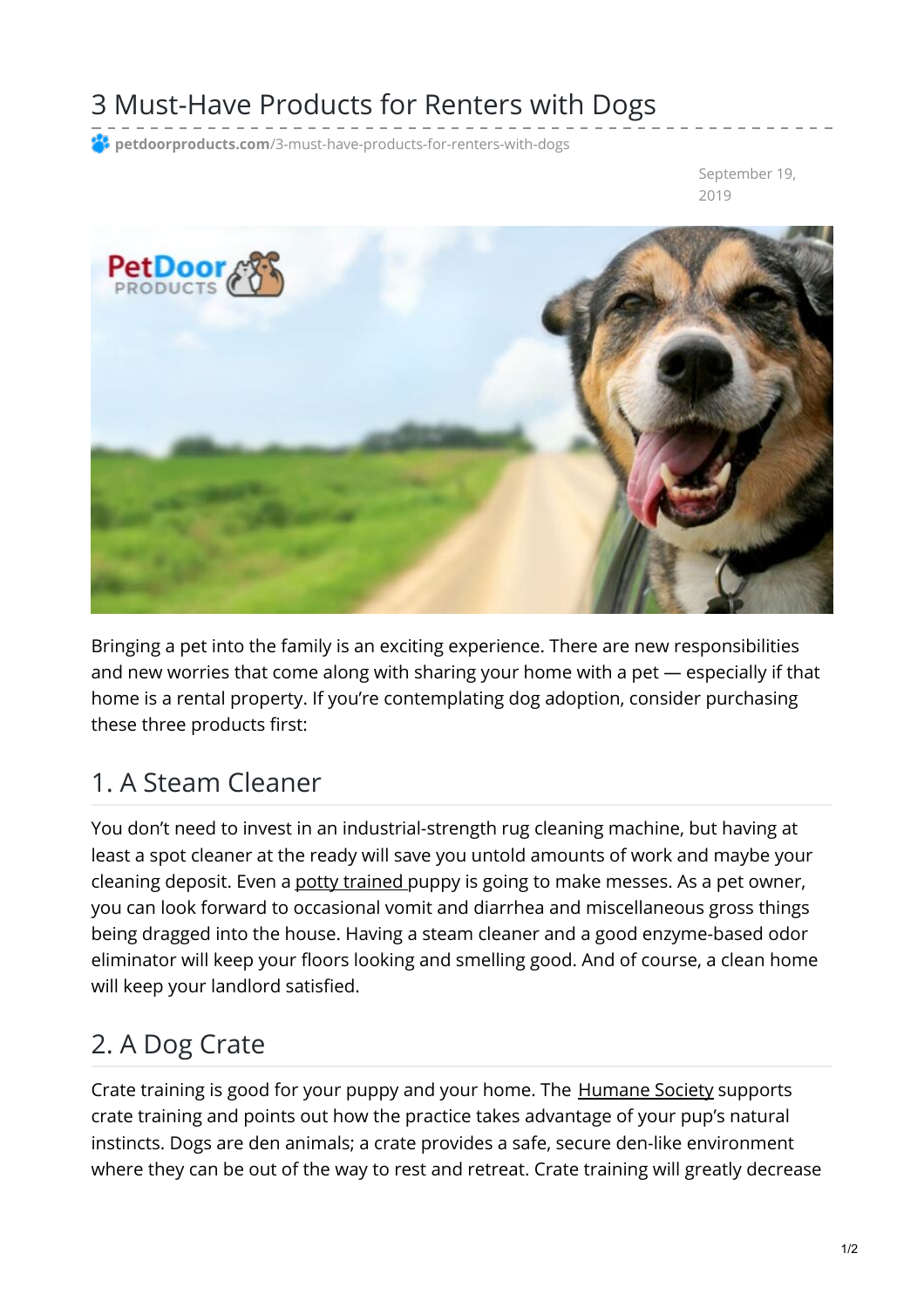# 3 Must-Have Products for Renters with Dogs

petdoorproducts.com/3-must-have-products-for-renters-with-dogs

September 19, 2019

Bringing a pet into the family is an exciting experience. There are new responsibilities and new worries that come along with sharing your home with a pet — especially if that home is a rental property. If you're contemplating dog adoption, consider purchasing these three products first:

## 1. A Steam Cleaner

You don't need to invest in an industrial-strength rug cleaning machine, but having at least a spot cleaner at the ready will save you untold amounts of work and maybe your cleaning deposit. Even a potty trained puppy is going to make messes. As a pet owner, you can look forward to occasional vomit and diarrhea and miscellaneous gross things being dragged into the house. Having a steam cleaner and a good enzyme-based odor eliminator will keep your floors looking and smelling good. And of course, a clean home will keep your landlord satisfied.

## 2. A Dog Crate

Crate training is good for your puppy and your home. The Humane Society supports crate training and points out how the practice takes advantage of your pup's natural instincts. Dogs are den animals; a crate provides a safe, secure den-like environment where they can be out of the way to rest and retreat. Crate training will greatly decrease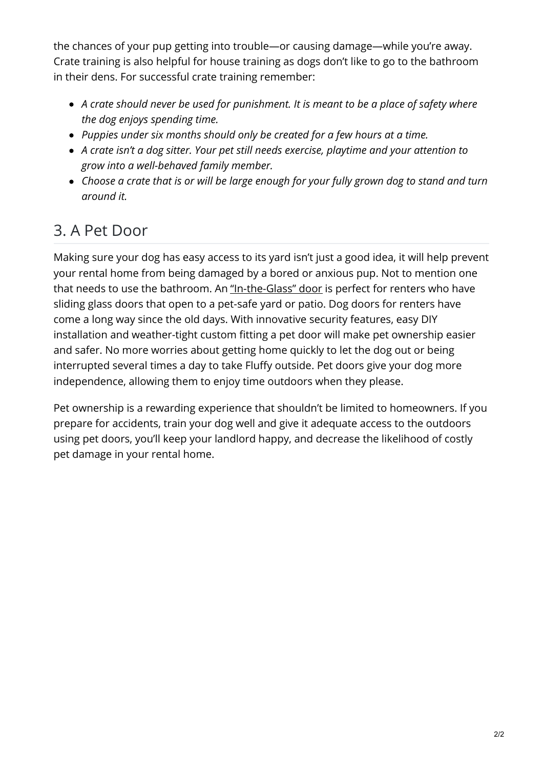the chances of your pup getting into trouble—or causing damage—while you're away. Crate training is also helpful for house training as dogs don't like to go to the bathroom in their dens. For successful crate training remember:

- *A crate should never be used for punishment. It is meant to be a place of safety where the dog enjoys spending time.*
- *Puppies under six months should only be created for a few hours at a time.*
- *A crate isn't a dog sitter. Your pet still needs exercise, playtime and your attention to grow into a well-behaved family member.*
- *Choose a crate that is or will be large enough for your fully grown dog to stand and turn around it.*

## 3. A Pet Door

Making sure your dog has easy access to its yard isn't just a good idea, it will help prevent your rental home from being damaged by a bored or anxious pup. Not to mention one that needs to use the bathroom. An "In-the-Glass" door is perfect for renters who have sliding glass doors that open to a pet-safe yard or patio. Dog doors for renters have come a long way since the old days. With innovative security features, easy DIY installation and weather-tight custom fitting a pet door will make pet ownership easier and safer. No more worries about getting home quickly to let the dog out or being interrupted several times a day to take Fluffy outside. Pet doors give your dog more independence, allowing them to enjoy time outdoors when they please.

Pet ownership is a rewarding experience that shouldn't be limited to homeowners. If you prepare for accidents, train your dog well and give it adequate access to the outdoors using pet doors, you'll keep your landlord happy, and decrease the likelihood of costly pet damage in your rental home.